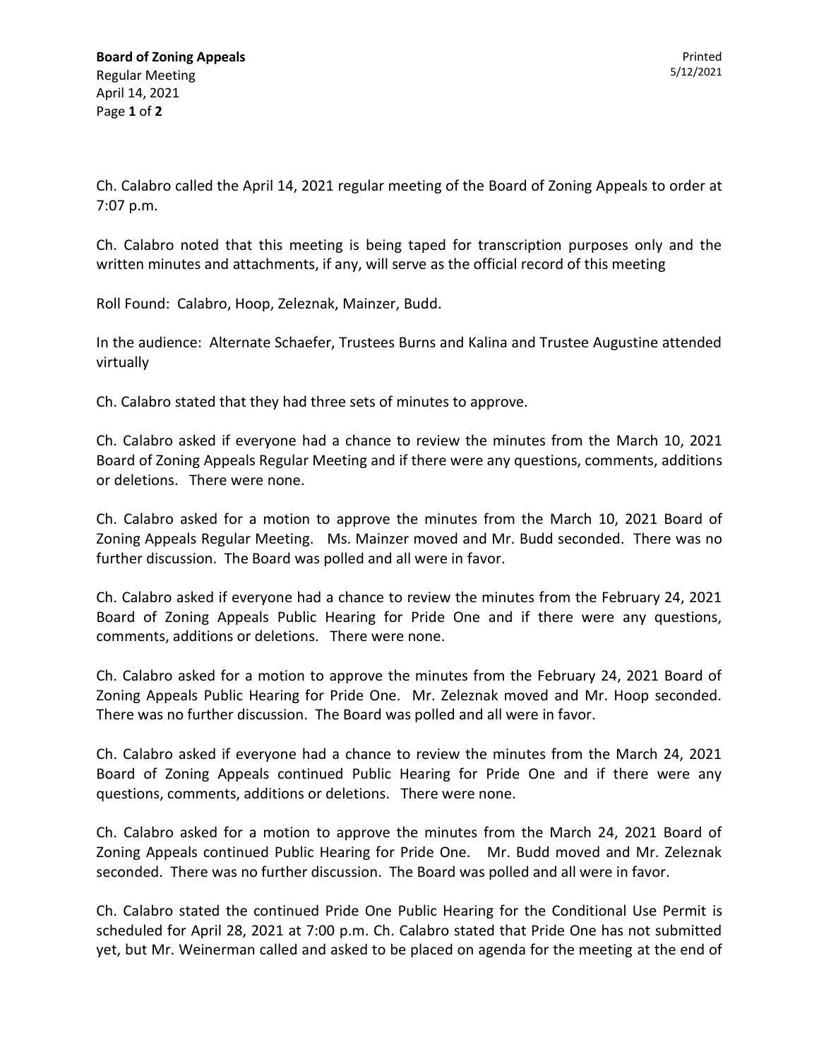Ch. Calabro called the April 14, 2021 regular meeting of the Board of Zoning Appeals to order at 7:07 p.m.

Ch. Calabro noted that this meeting is being taped for transcription purposes only and the written minutes and attachments, if any, will serve as the official record of this meeting

Roll Found: Calabro, Hoop, Zeleznak, Mainzer, Budd.

In the audience: Alternate Schaefer, Trustees Burns and Kalina and Trustee Augustine attended virtually

Ch. Calabro stated that they had three sets of minutes to approve.

Ch. Calabro asked if everyone had a chance to review the minutes from the March 10, 2021 Board of Zoning Appeals Regular Meeting and if there were any questions, comments, additions or deletions. There were none.

Ch. Calabro asked for a motion to approve the minutes from the March 10, 2021 Board of Zoning Appeals Regular Meeting. Ms. Mainzer moved and Mr. Budd seconded. There was no further discussion. The Board was polled and all were in favor.

Ch. Calabro asked if everyone had a chance to review the minutes from the February 24, 2021 Board of Zoning Appeals Public Hearing for Pride One and if there were any questions, comments, additions or deletions. There were none.

Ch. Calabro asked for a motion to approve the minutes from the February 24, 2021 Board of Zoning Appeals Public Hearing for Pride One. Mr. Zeleznak moved and Mr. Hoop seconded. There was no further discussion. The Board was polled and all were in favor.

Ch. Calabro asked if everyone had a chance to review the minutes from the March 24, 2021 Board of Zoning Appeals continued Public Hearing for Pride One and if there were any questions, comments, additions or deletions. There were none.

Ch. Calabro asked for a motion to approve the minutes from the March 24, 2021 Board of Zoning Appeals continued Public Hearing for Pride One. Mr. Budd moved and Mr. Zeleznak seconded. There was no further discussion. The Board was polled and all were in favor.

Ch. Calabro stated the continued Pride One Public Hearing for the Conditional Use Permit is scheduled for April 28, 2021 at 7:00 p.m. Ch. Calabro stated that Pride One has not submitted yet, but Mr. Weinerman called and asked to be placed on agenda for the meeting at the end of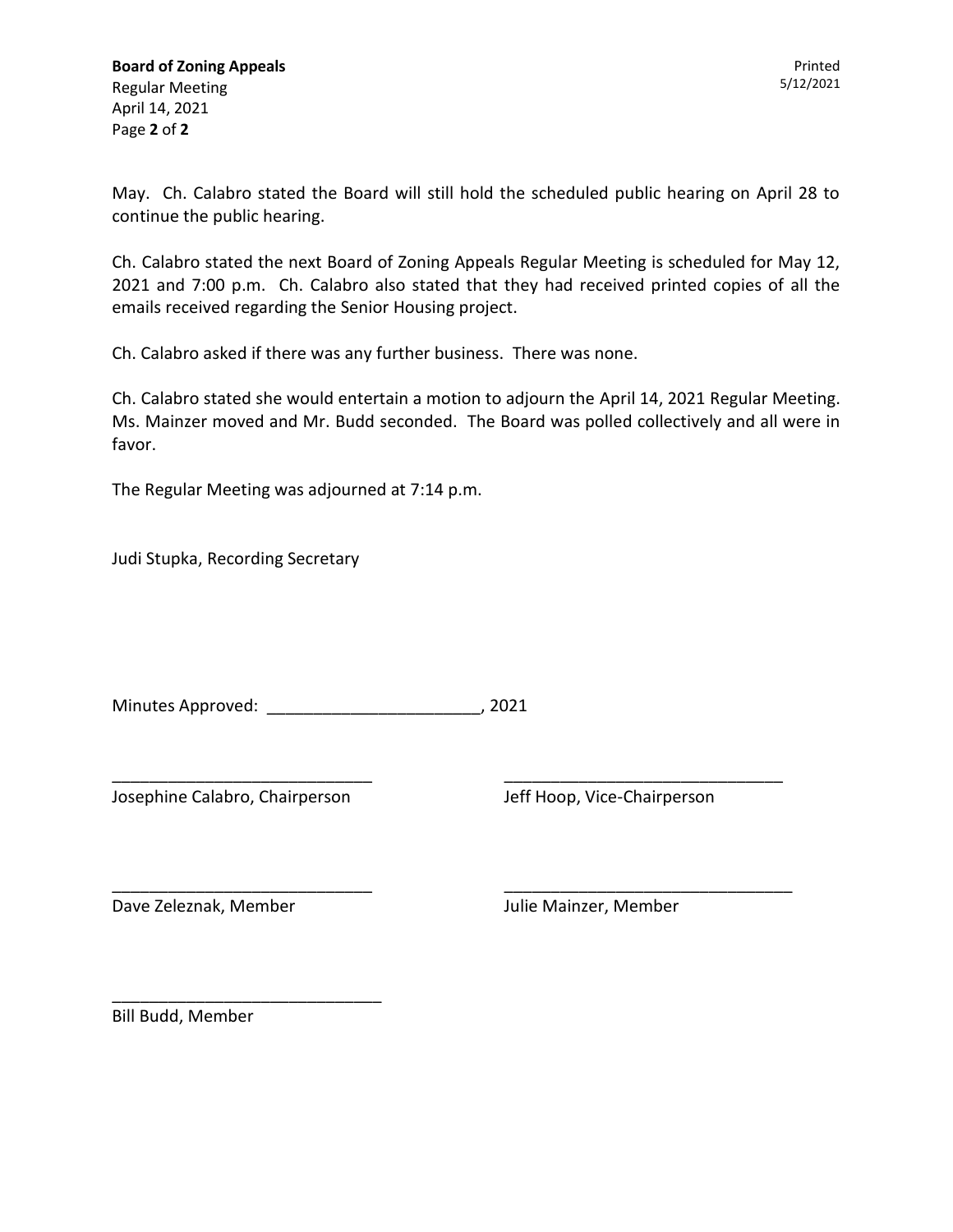May. Ch. Calabro stated the Board will still hold the scheduled public hearing on April 28 to continue the public hearing.

Ch. Calabro stated the next Board of Zoning Appeals Regular Meeting is scheduled for May 12, 2021 and 7:00 p.m. Ch. Calabro also stated that they had received printed copies of all the emails received regarding the Senior Housing project.

Ch. Calabro asked if there was any further business. There was none.

Ch. Calabro stated she would entertain a motion to adjourn the April 14, 2021 Regular Meeting. Ms. Mainzer moved and Mr. Budd seconded. The Board was polled collectively and all were in favor.

The Regular Meeting was adjourned at 7:14 p.m.

Judi Stupka, Recording Secretary

Minutes Approved: ______________________, 2021

___________________________
Josephine Calabro, Chairperson

______________________________
Jeff Hoop, Vice-Chairperson

___________________________
Dave Zeleznak, Member

_______________________________
Julie Mainzer, Member

____________________________
Bill Budd, Member